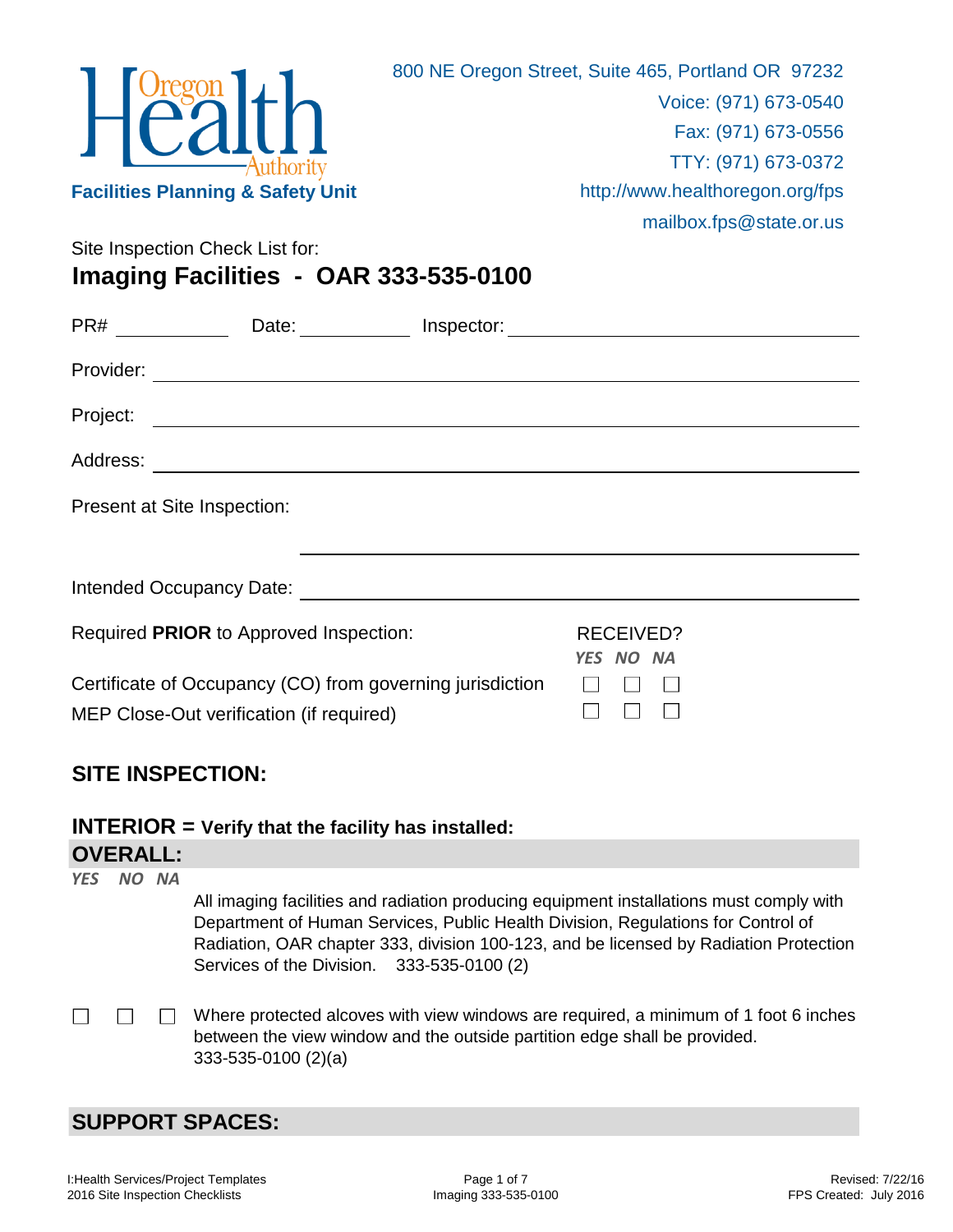Oregon Health Authority

**Facilities Planning & Safety Unit**

800 NE Oregon Street, Suite 465, Portland OR 97232
Voice: (971) 673-0540
Fax: (971) 673-0556
TTY: (971) 673-0372
http://www.healthoregon.org/fps
mailbox.fps@state.or.us

Site Inspection Check List for:

# Imaging Facilities - OAR 333-535-0100

PR# ____________ Date: ____________ Inspector: ______________________________

Provider: ______________________________________________________________

Project: _______________________________________________________________

Address: _______________________________________________________________

Present at Site Inspection:

______________________________________________________________

Intended Occupancy Date: ______________________________________________

| Required **PRIOR** to Approved Inspection: | RECEIVED? YES | NO | NA |
|---|---|---|---|
| Certificate of Occupancy (CO) from governing jurisdiction | ☐ | ☐ | ☐ |
| MEP Close-Out verification (if required) | ☐ | ☐ | ☐ |

## SITE INSPECTION:

### INTERIOR = Verify that the facility has installed:

### OVERALL:

| YES | NO | NA | |
|---|---|---|---|
| | | | All imaging facilities and radiation producing equipment installations must comply with Department of Human Services, Public Health Division, Regulations for Control of Radiation, OAR chapter 333, division 100-123, and be licensed by Radiation Protection Services of the Division. 333-535-0100 (2) |
| ☐ | ☐ | ☐ | Where protected alcoves with view windows are required, a minimum of 1 foot 6 inches between the view window and the outside partition edge shall be provided. 333-535-0100 (2)(a) |

### SUPPORT SPACES: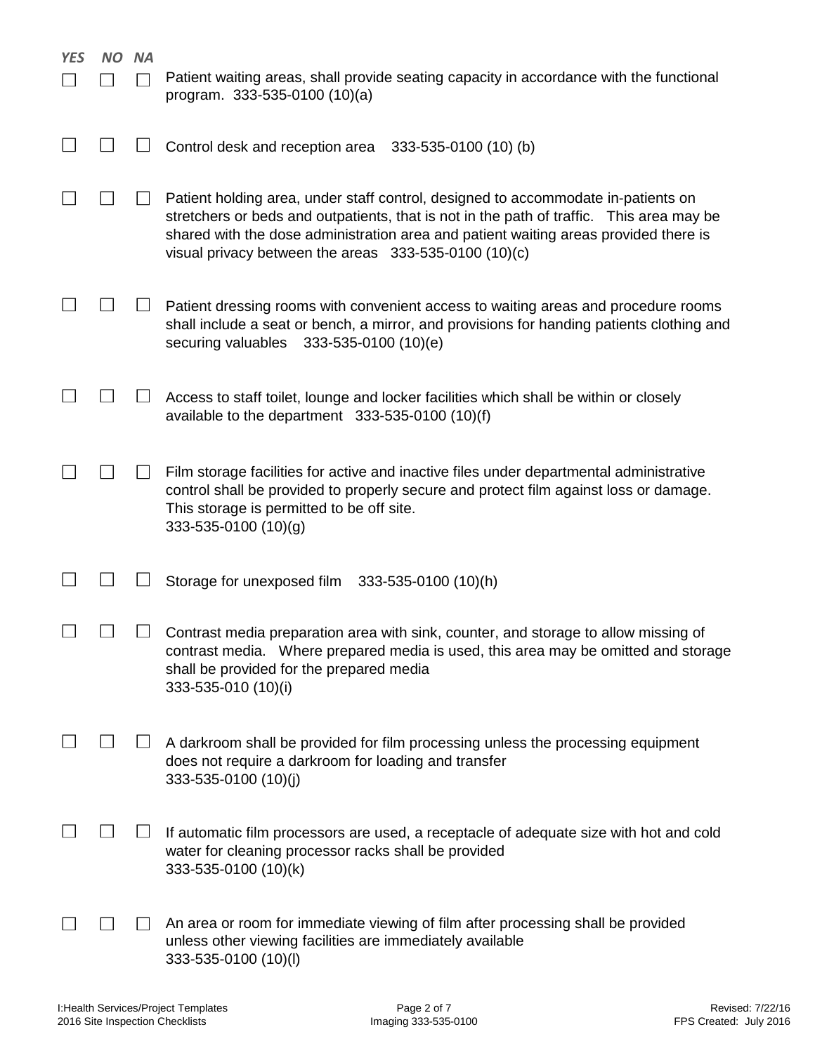| YES | NO | NA | |
|---|---|---|---|
| ☐ | ☐ | ☐ | Patient waiting areas, shall provide seating capacity in accordance with the functional program. 333-535-0100 (10)(a) |
| ☐ | ☐ | ☐ | Control desk and reception area 333-535-0100 (10) (b) |
| ☐ | ☐ | ☐ | Patient holding area, under staff control, designed to accommodate in-patients on stretchers or beds and outpatients, that is not in the path of traffic. This area may be shared with the dose administration area and patient waiting areas provided there is visual privacy between the areas 333-535-0100 (10)(c) |
| ☐ | ☐ | ☐ | Patient dressing rooms with convenient access to waiting areas and procedure rooms shall include a seat or bench, a mirror, and provisions for handing patients clothing and securing valuables 333-535-0100 (10)(e) |
| ☐ | ☐ | ☐ | Access to staff toilet, lounge and locker facilities which shall be within or closely available to the department 333-535-0100 (10)(f) |
| ☐ | ☐ | ☐ | Film storage facilities for active and inactive files under departmental administrative control shall be provided to properly secure and protect film against loss or damage. This storage is permitted to be off site. 333-535-0100 (10)(g) |
| ☐ | ☐ | ☐ | Storage for unexposed film 333-535-0100 (10)(h) |
| ☐ | ☐ | ☐ | Contrast media preparation area with sink, counter, and storage to allow missing of contrast media. Where prepared media is used, this area may be omitted and storage shall be provided for the prepared media 333-535-010 (10)(i) |
| ☐ | ☐ | ☐ | A darkroom shall be provided for film processing unless the processing equipment does not require a darkroom for loading and transfer 333-535-0100 (10)(j) |
| ☐ | ☐ | ☐ | If automatic film processors are used, a receptacle of adequate size with hot and cold water for cleaning processor racks shall be provided 333-535-0100 (10)(k) |
| ☐ | ☐ | ☐ | An area or room for immediate viewing of film after processing shall be provided unless other viewing facilities are immediately available 333-535-0100 (10)(l) |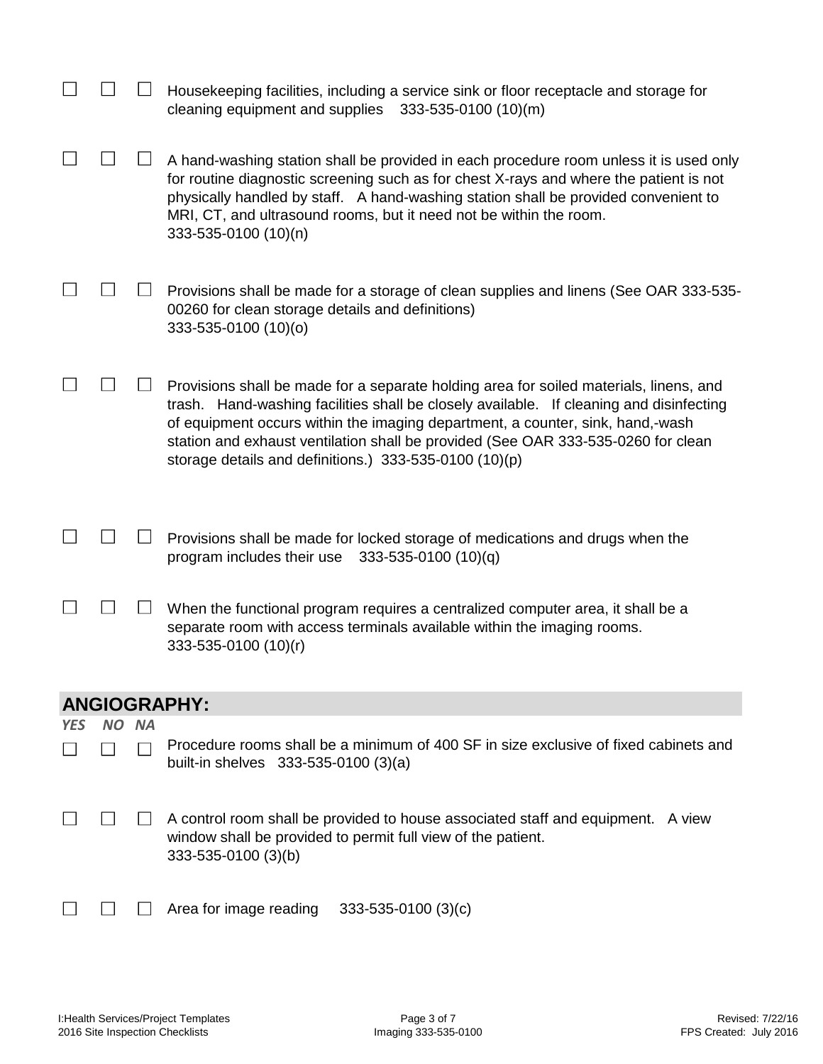☐ ☐ ☐ Housekeeping facilities, including a service sink or floor receptacle and storage for cleaning equipment and supplies 333-535-0100 (10)(m)

☐ ☐ ☐ A hand-washing station shall be provided in each procedure room unless it is used only for routine diagnostic screening such as for chest X-rays and where the patient is not physically handled by staff. A hand-washing station shall be provided convenient to MRI, CT, and ultrasound rooms, but it need not be within the room. 333-535-0100 (10)(n)

☐ ☐ ☐ Provisions shall be made for a storage of clean supplies and linens (See OAR 333-535-00260 for clean storage details and definitions) 333-535-0100 (10)(o)

☐ ☐ ☐ Provisions shall be made for a separate holding area for soiled materials, linens, and trash. Hand-washing facilities shall be closely available. If cleaning and disinfecting of equipment occurs within the imaging department, a counter, sink, hand,-wash station and exhaust ventilation shall be provided (See OAR 333-535-0260 for clean storage details and definitions.) 333-535-0100 (10)(p)

☐ ☐ ☐ Provisions shall be made for locked storage of medications and drugs when the program includes their use 333-535-0100 (10)(q)

☐ ☐ ☐ When the functional program requires a centralized computer area, it shall be a separate room with access terminals available within the imaging rooms. 333-535-0100 (10)(r)

## ANGIOGRAPHY:

*YES NO NA*

☐ ☐ ☐ Procedure rooms shall be a minimum of 400 SF in size exclusive of fixed cabinets and built-in shelves 333-535-0100 (3)(a)

☐ ☐ ☐ A control room shall be provided to house associated staff and equipment. A view window shall be provided to permit full view of the patient. 333-535-0100 (3)(b)

☐ ☐ ☐ Area for image reading 333-535-0100 (3)(c)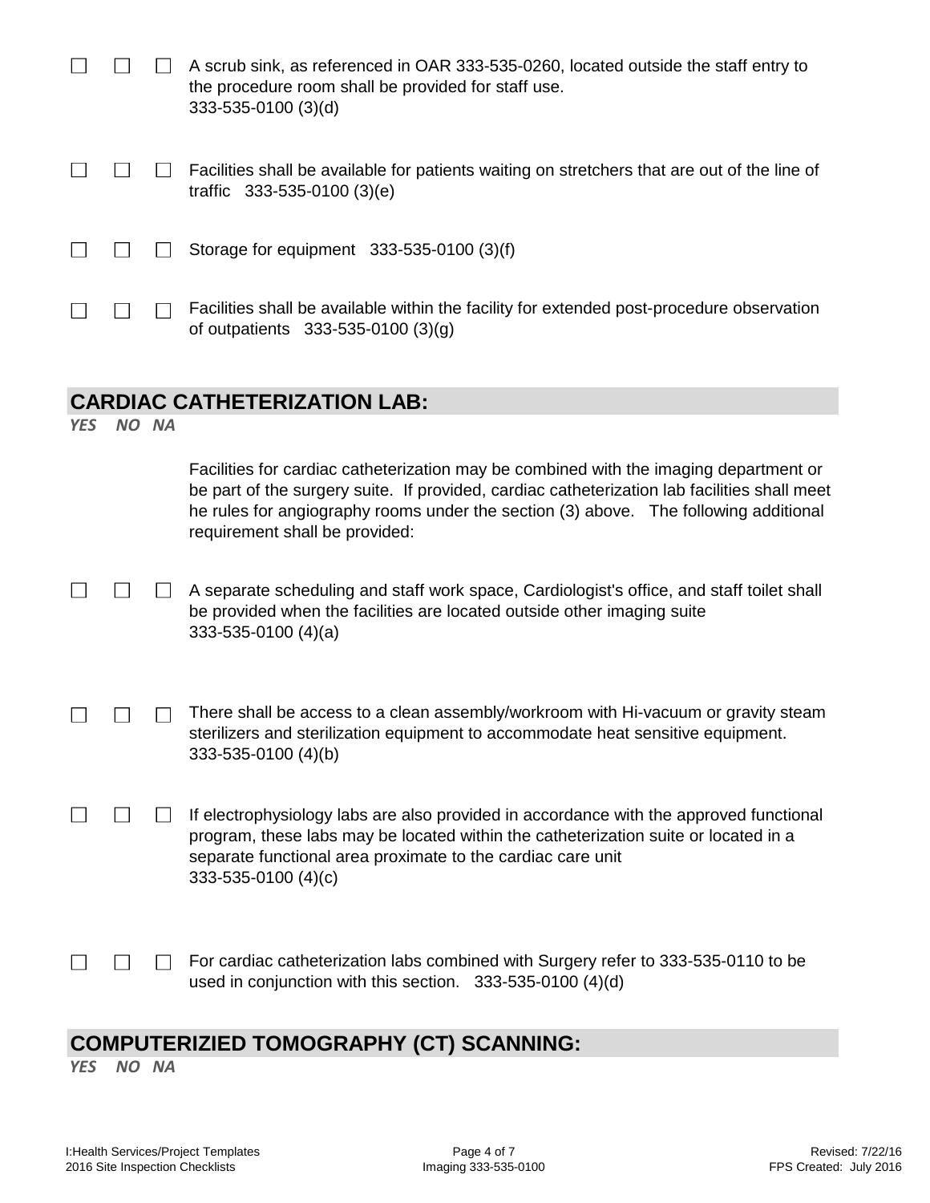☐ ☐ ☐ A scrub sink, as referenced in OAR 333-535-0260, located outside the staff entry to the procedure room shall be provided for staff use.
333-535-0100 (3)(d)

☐ ☐ ☐ Facilities shall be available for patients waiting on stretchers that are out of the line of traffic 333-535-0100 (3)(e)

☐ ☐ ☐ Storage for equipment 333-535-0100 (3)(f)

☐ ☐ ☐ Facilities shall be available within the facility for extended post-procedure observation of outpatients 333-535-0100 (3)(g)

## CARDIAC CATHETERIZATION LAB:

*YES NO NA*

Facilities for cardiac catheterization may be combined with the imaging department or be part of the surgery suite. If provided, cardiac catheterization lab facilities shall meet he rules for angiography rooms under the section (3) above. The following additional requirement shall be provided:

☐ ☐ ☐ A separate scheduling and staff work space, Cardiologist's office, and staff toilet shall be provided when the facilities are located outside other imaging suite
333-535-0100 (4)(a)

☐ ☐ ☐ There shall be access to a clean assembly/workroom with Hi-vacuum or gravity steam sterilizers and sterilization equipment to accommodate heat sensitive equipment.
333-535-0100 (4)(b)

☐ ☐ ☐ If electrophysiology labs are also provided in accordance with the approved functional program, these labs may be located within the catheterization suite or located in a separate functional area proximate to the cardiac care unit
333-535-0100 (4)(c)

☐ ☐ ☐ For cardiac catheterization labs combined with Surgery refer to 333-535-0110 to be used in conjunction with this section. 333-535-0100 (4)(d)

## COMPUTERIZIED TOMOGRAPHY (CT) SCANNING:

*YES NO NA*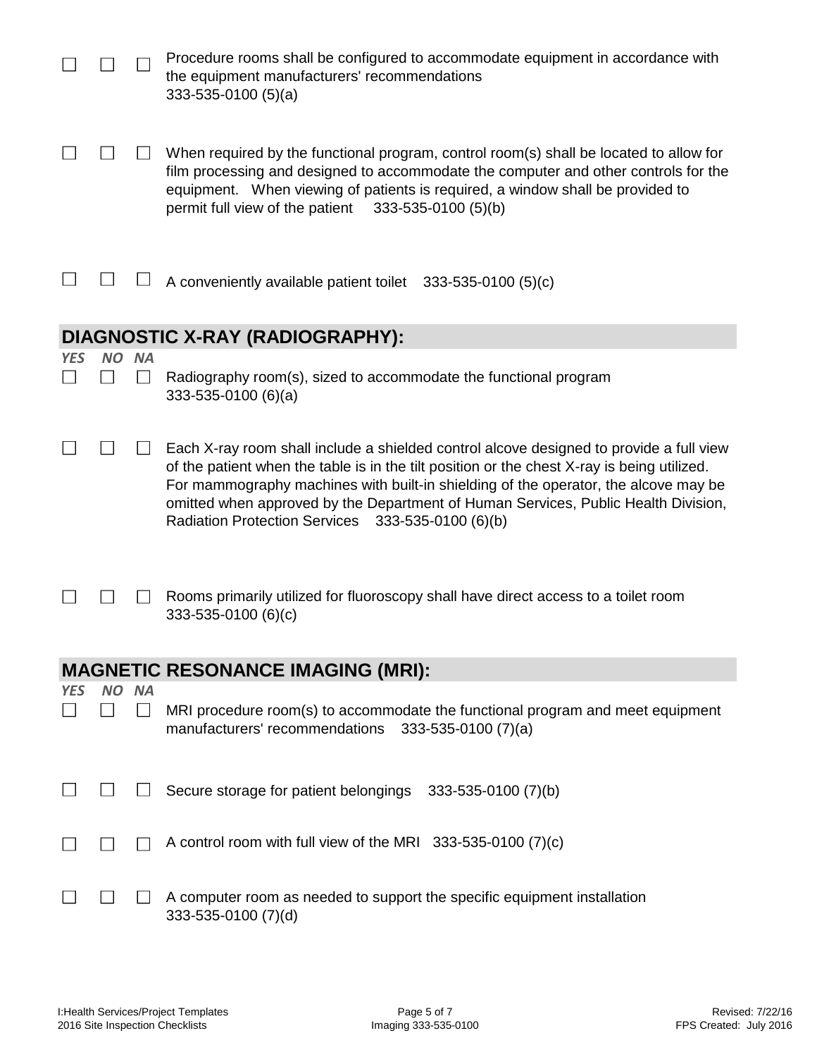| | | | |
|---|---|---|---|
| ☐ | ☐ | ☐ | Procedure rooms shall be configured to accommodate equipment in accordance with the equipment manufacturers' recommendations 333-535-0100 (5)(a) |
| ☐ | ☐ | ☐ | When required by the functional program, control room(s) shall be located to allow for film processing and designed to accommodate the computer and other controls for the equipment. When viewing of patients is required, a window shall be provided to permit full view of the patient 333-535-0100 (5)(b) |
| ☐ | ☐ | ☐ | A conveniently available patient toilet 333-535-0100 (5)(c) |

## DIAGNOSTIC X-RAY (RADIOGRAPHY):

| *YES* | *NO* | *NA* | |
|---|---|---|---|
| ☐ | ☐ | ☐ | Radiography room(s), sized to accommodate the functional program 333-535-0100 (6)(a) |
| ☐ | ☐ | ☐ | Each X-ray room shall include a shielded control alcove designed to provide a full view of the patient when the table is in the tilt position or the chest X-ray is being utilized. For mammography machines with built-in shielding of the operator, the alcove may be omitted when approved by the Department of Human Services, Public Health Division, Radiation Protection Services 333-535-0100 (6)(b) |
| ☐ | ☐ | ☐ | Rooms primarily utilized for fluoroscopy shall have direct access to a toilet room 333-535-0100 (6)(c) |

## MAGNETIC RESONANCE IMAGING (MRI):

| *YES* | *NO* | *NA* | |
|---|---|---|---|
| ☐ | ☐ | ☐ | MRI procedure room(s) to accommodate the functional program and meet equipment manufacturers' recommendations 333-535-0100 (7)(a) |
| ☐ | ☐ | ☐ | Secure storage for patient belongings 333-535-0100 (7)(b) |
| ☐ | ☐ | ☐ | A control room with full view of the MRI 333-535-0100 (7)(c) |
| ☐ | ☐ | ☐ | A computer room as needed to support the specific equipment installation 333-535-0100 (7)(d) |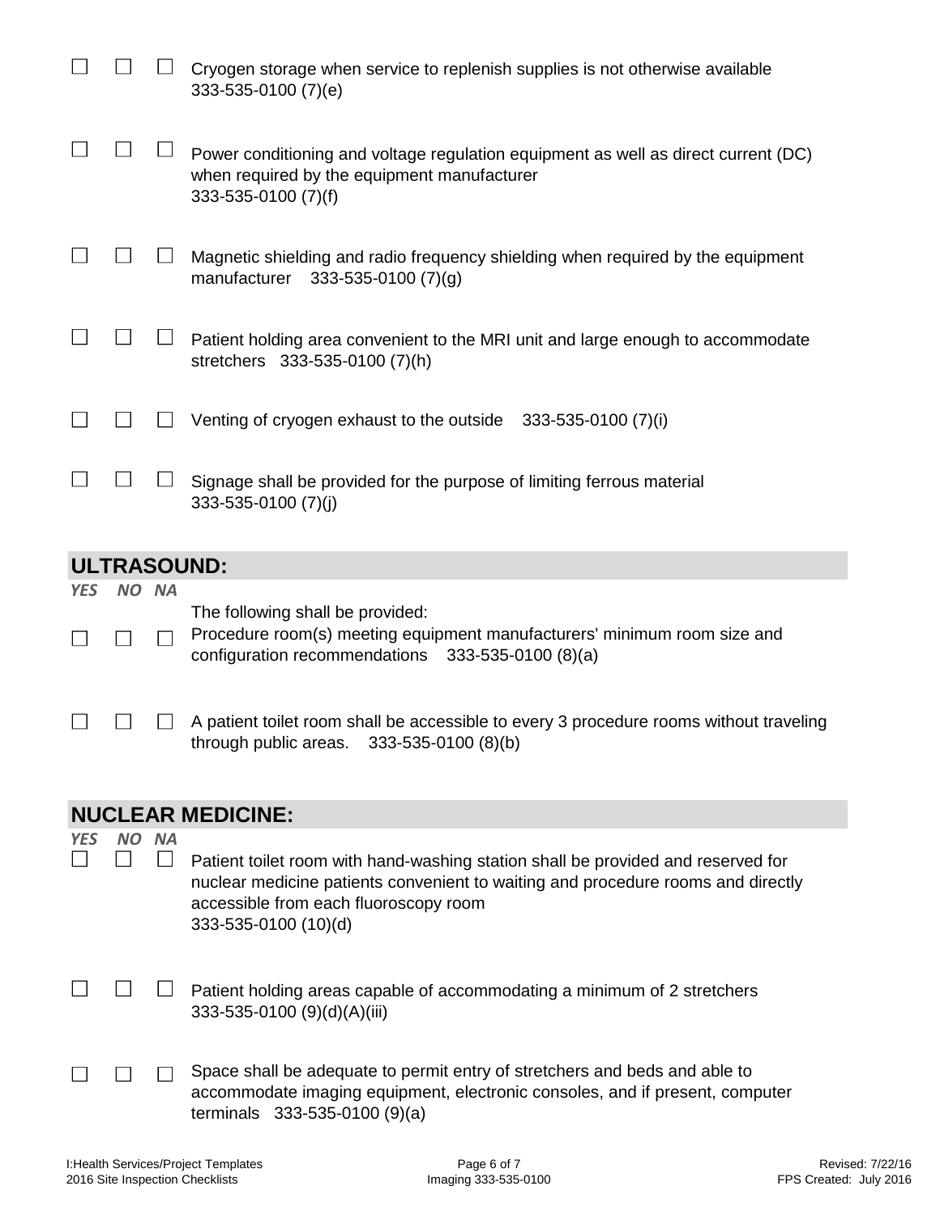☐ ☐ ☐ Cryogen storage when service to replenish supplies is not otherwise available
333-535-0100 (7)(e)

☐ ☐ ☐ Power conditioning and voltage regulation equipment as well as direct current (DC) when required by the equipment manufacturer
333-535-0100 (7)(f)

☐ ☐ ☐ Magnetic shielding and radio frequency shielding when required by the equipment manufacturer 333-535-0100 (7)(g)

☐ ☐ ☐ Patient holding area convenient to the MRI unit and large enough to accommodate stretchers 333-535-0100 (7)(h)

☐ ☐ ☐ Venting of cryogen exhaust to the outside 333-535-0100 (7)(i)

☐ ☐ ☐ Signage shall be provided for the purpose of limiting ferrous material
333-535-0100 (7)(j)

## ULTRASOUND:

*YES NO NA*

The following shall be provided:

☐ ☐ ☐ Procedure room(s) meeting equipment manufacturers' minimum room size and configuration recommendations 333-535-0100 (8)(a)

☐ ☐ ☐ A patient toilet room shall be accessible to every 3 procedure rooms without traveling through public areas. 333-535-0100 (8)(b)

## NUCLEAR MEDICINE:

*YES NO NA*

☐ ☐ ☐ Patient toilet room with hand-washing station shall be provided and reserved for nuclear medicine patients convenient to waiting and procedure rooms and directly accessible from each fluoroscopy room
333-535-0100 (10)(d)

☐ ☐ ☐ Patient holding areas capable of accommodating a minimum of 2 stretchers
333-535-0100 (9)(d)(A)(iii)

☐ ☐ ☐ Space shall be adequate to permit entry of stretchers and beds and able to accommodate imaging equipment, electronic consoles, and if present, computer terminals 333-535-0100 (9)(a)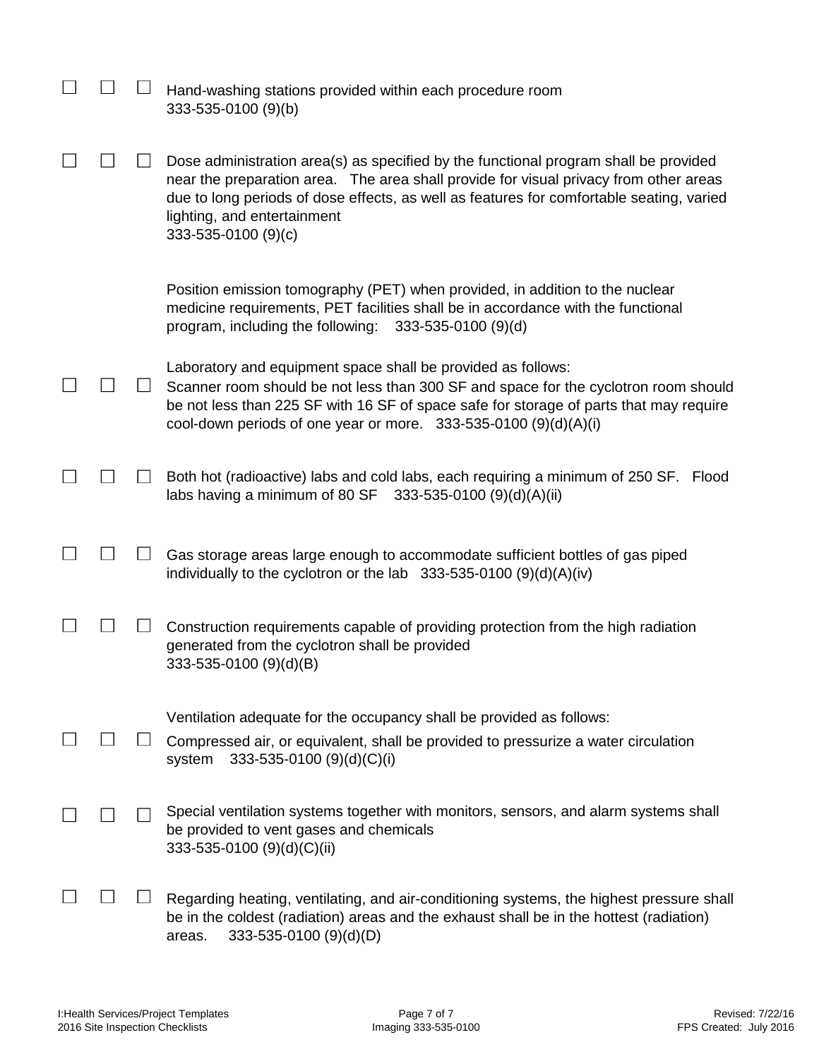☐ ☐ ☐ Hand-washing stations provided within each procedure room
333-535-0100 (9)(b)

☐ ☐ ☐ Dose administration area(s) as specified by the functional program shall be provided near the preparation area. The area shall provide for visual privacy from other areas due to long periods of dose effects, as well as features for comfortable seating, varied lighting, and entertainment
333-535-0100 (9)(c)

Position emission tomography (PET) when provided, in addition to the nuclear medicine requirements, PET facilities shall be in accordance with the functional program, including the following: 333-535-0100 (9)(d)

Laboratory and equipment space shall be provided as follows:

☐ ☐ ☐ Scanner room should be not less than 300 SF and space for the cyclotron room should be not less than 225 SF with 16 SF of space safe for storage of parts that may require cool-down periods of one year or more. 333-535-0100 (9)(d)(A)(i)

☐ ☐ ☐ Both hot (radioactive) labs and cold labs, each requiring a minimum of 250 SF. Flood labs having a minimum of 80 SF 333-535-0100 (9)(d)(A)(ii)

☐ ☐ ☐ Gas storage areas large enough to accommodate sufficient bottles of gas piped individually to the cyclotron or the lab 333-535-0100 (9)(d)(A)(iv)

☐ ☐ ☐ Construction requirements capable of providing protection from the high radiation generated from the cyclotron shall be provided
333-535-0100 (9)(d)(B)

Ventilation adequate for the occupancy shall be provided as follows:

☐ ☐ ☐ Compressed air, or equivalent, shall be provided to pressurize a water circulation system 333-535-0100 (9)(d)(C)(i)

☐ ☐ ☐ Special ventilation systems together with monitors, sensors, and alarm systems shall be provided to vent gases and chemicals
333-535-0100 (9)(d)(C)(ii)

☐ ☐ ☐ Regarding heating, ventilating, and air-conditioning systems, the highest pressure shall be in the coldest (radiation) areas and the exhaust shall be in the hottest (radiation) areas. 333-535-0100 (9)(d)(D)